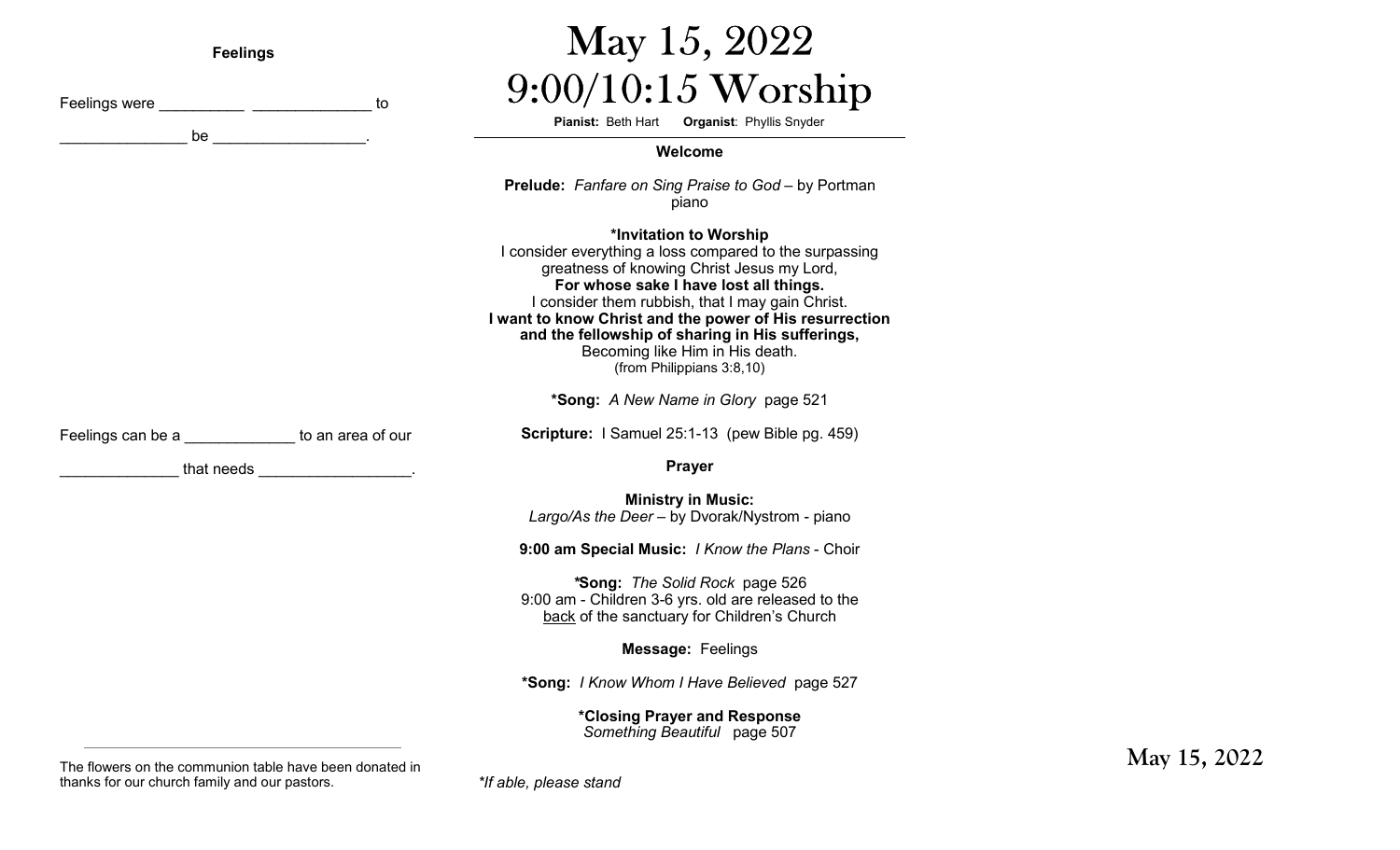## Feelings

Feelings were __________ ______________ to

_______________ be __________________.

Feelings can be a _____________ to an area of our

______________ that needs __________________.

The flowers on the communion table have been donated in thanks for our church family and our pastors.

# May 15, 2022
# 9:00/10:15 Worship

**Pianist:** Beth Hart **Organist**: Phyllis Snyder

**Welcome**

**Prelude:** *Fanfare on Sing Praise to God* – by Portman piano

**\*Invitation to Worship**

I consider everything a loss compared to the surpassing greatness of knowing Christ Jesus my Lord,
**For whose sake I have lost all things.**
I consider them rubbish, that I may gain Christ.
**I want to know Christ and the power of His resurrection and the fellowship of sharing in His sufferings,**
Becoming like Him in His death.
(from Philippians 3:8,10)

**\*Song:** *A New Name in Glory* page 521

**Scripture:** I Samuel 25:1-13 (pew Bible pg. 459)

**Prayer**

**Ministry in Music:**
*Largo/As the Deer* – by Dvorak/Nystrom - piano

**9:00 am Special Music:** *I Know the Plans* - Choir

**\*Song:** *The Solid Rock* page 526
9:00 am - Children 3-6 yrs. old are released to the back of the sanctuary for Children's Church

**Message:** Feelings

**\*Song:** *I Know Whom I Have Believed* page 527

**\*Closing Prayer and Response**
*Something Beautiful* page 507

*\*If able, please stand*

May 15, 2022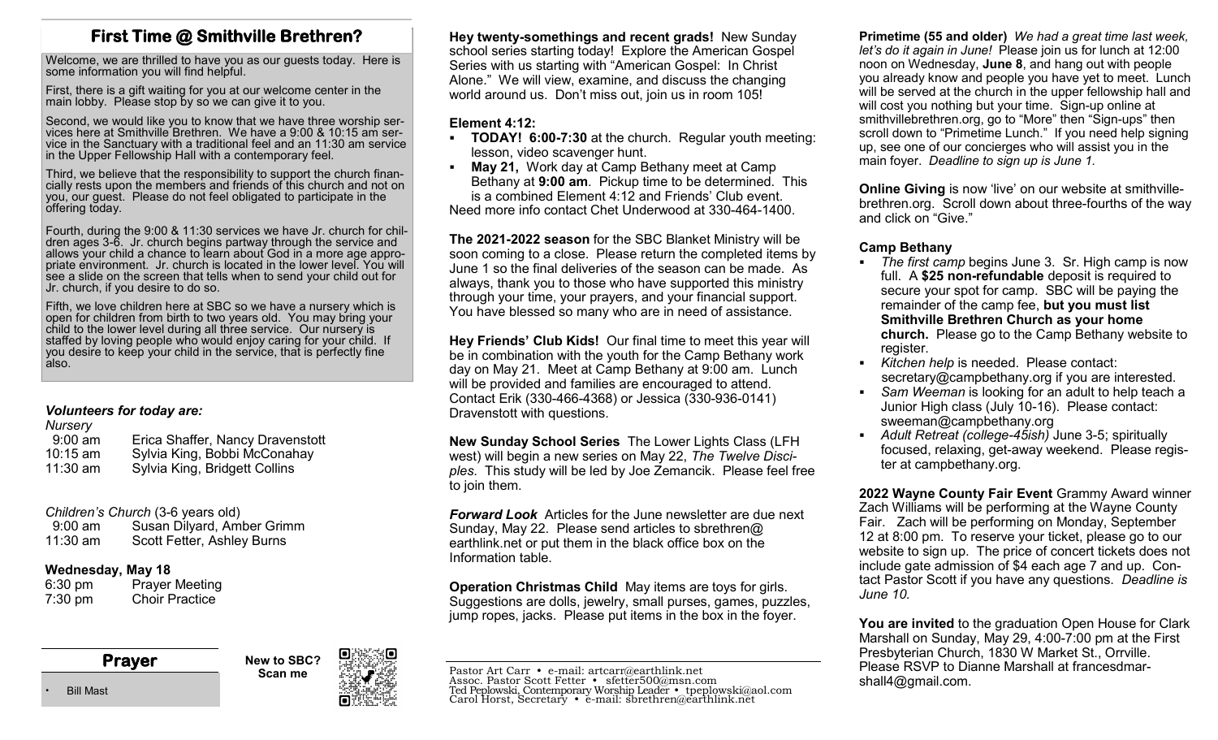## First Time @ Smithville Brethren?

Welcome, we are thrilled to have you as our guests today. Here is some information you will find helpful.

First, there is a gift waiting for you at our welcome center in the main lobby. Please stop by so we can give it to you.

Second, we would like you to know that we have three worship services here at Smithville Brethren. We have a 9:00 & 10:15 am service in the Sanctuary with a traditional feel and an 11:30 am service in the Upper Fellowship Hall with a contemporary feel.

Third, we believe that the responsibility to support the church financially rests upon the members and friends of this church and not on you, our guest. Please do not feel obligated to participate in the offering today.

Fourth, during the 9:00 & 11:30 services we have Jr. church for children ages 3-6. Jr. church begins partway through the service and allows your child a chance to learn about God in a more age appropriate environment. Jr. church is located in the lower level. You will see a slide on the screen that tells when to send your child out for Jr. church, if you desire to do so.

Fifth, we love children here at SBC so we have a nursery which is open for children from birth to two years old. You may bring your child to the lower level during all three service. Our nursery is staffed by loving people who would enjoy caring for your child. If you desire to keep your child in the service, that is perfectly fine also.

### *Volunteers for today are:*

*Nursery*

| | |
|---|---|
| 9:00 am | Erica Shaffer, Nancy Dravenstott |
| 10:15 am | Sylvia King, Bobbi McConahay |
| 11:30 am | Sylvia King, Bridgett Collins |

*Children's Church* (3-6 years old)

| | |
|---|---|
| 9:00 am | Susan Dilyard, Amber Grimm |
| 11:30 am | Scott Fetter, Ashley Burns |

**Wednesday, May 18**

| | |
|---|---|
| 6:30 pm | Prayer Meeting |
| 7:30 pm | Choir Practice |

## Prayer

- Bill Mast

**New to SBC? Scan me**

**Hey twenty-somethings and recent grads!** New Sunday school series starting today! Explore the American Gospel Series with us starting with "American Gospel: In Christ Alone." We will view, examine, and discuss the changing world around us. Don't miss out, join us in room 105!

**Element 4:12:**

- **TODAY! 6:00-7:30** at the church. Regular youth meeting: lesson, video scavenger hunt.
- **May 21,** Work day at Camp Bethany meet at Camp Bethany at **9:00 am**. Pickup time to be determined. This is a combined Element 4:12 and Friends' Club event.

Need more info contact Chet Underwood at 330-464-1400.

**The 2021-2022 season** for the SBC Blanket Ministry will be soon coming to a close. Please return the completed items by June 1 so the final deliveries of the season can be made. As always, thank you to those who have supported this ministry through your time, your prayers, and your financial support. You have blessed so many who are in need of assistance.

**Hey Friends' Club Kids!** Our final time to meet this year will be in combination with the youth for the Camp Bethany work day on May 21. Meet at Camp Bethany at 9:00 am. Lunch will be provided and families are encouraged to attend. Contact Erik (330-466-4368) or Jessica (330-936-0141) Dravenstott with questions.

**New Sunday School Series** The Lower Lights Class (LFH west) will begin a new series on May 22, *The Twelve Disciples*. This study will be led by Joe Zemancik. Please feel free to join them.

***Forward Look*** Articles for the June newsletter are due next Sunday, May 22. Please send articles to sbrethren@earthlink.net or put them in the black office box on the Information table.

**Operation Christmas Child** May items are toys for girls. Suggestions are dolls, jewelry, small purses, games, puzzles, jump ropes, jacks. Please put items in the box in the foyer.

Pastor Art Carr • e-mail: artcarr@earthlink.net
Assoc. Pastor Scott Fetter • sfetter500@msn.com
Ted Peplowski, Contemporary Worship Leader • tpeplowski@aol.com
Carol Horst, Secretary • e-mail: sbrethren@earthlink.net

**Primetime (55 and older)** *We had a great time last week, let's do it again in June!* Please join us for lunch at 12:00 noon on Wednesday, **June 8**, and hang out with people you already know and people you have yet to meet. Lunch will be served at the church in the upper fellowship hall and will cost you nothing but your time. Sign-up online at smithvillebrethren.org, go to "More" then "Sign-ups" then scroll down to "Primetime Lunch." If you need help signing up, see one of our concierges who will assist you in the main foyer. *Deadline to sign up is June 1.*

**Online Giving** is now 'live' on our website at smithvillebrethren.org. Scroll down about three-fourths of the way and click on "Give."

**Camp Bethany**

- *The first camp* begins June 3. Sr. High camp is now full. A **$25 non-refundable** deposit is required to secure your spot for camp. SBC will be paying the remainder of the camp fee, **but you must list Smithville Brethren Church as your home church.** Please go to the Camp Bethany website to register.
- *Kitchen help* is needed. Please contact: secretary@campbethany.org if you are interested.
- *Sam Weeman* is looking for an adult to help teach a Junior High class (July 10-16). Please contact: sweeman@campbethany.org
- *Adult Retreat (college-45ish)* June 3-5; spiritually focused, relaxing, get-away weekend. Please register at campbethany.org.

**2022 Wayne County Fair Event** Grammy Award winner Zach Williams will be performing at the Wayne County Fair. Zach will be performing on Monday, September 12 at 8:00 pm. To reserve your ticket, please go to our website to sign up. The price of concert tickets does not include gate admission of $4 each age 7 and up. Contact Pastor Scott if you have any questions. *Deadline is June 10.*

**You are invited** to the graduation Open House for Clark Marshall on Sunday, May 29, 4:00-7:00 pm at the First Presbyterian Church, 1830 W Market St., Orrville. Please RSVP to Dianne Marshall at francesdmarshall4@gmail.com.